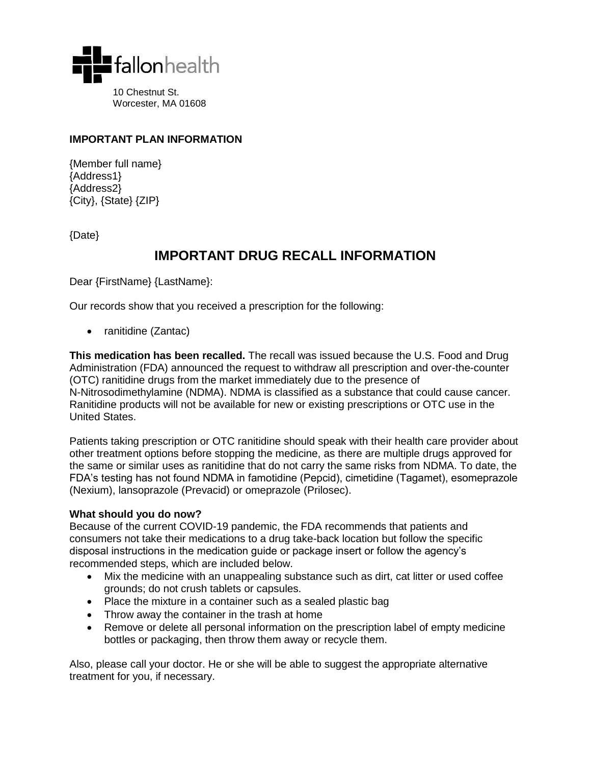fallonhealth

10 Chestnut St.
Worcester, MA 01608

**IMPORTANT PLAN INFORMATION**

{Member full name}
{Address1}
{Address2}
{City}, {State} {ZIP}

{Date}

# IMPORTANT DRUG RECALL INFORMATION

Dear {FirstName} {LastName}:

Our records show that you received a prescription for the following:

- ranitidine (Zantac)

**This medication has been recalled.** The recall was issued because the U.S. Food and Drug Administration (FDA) announced the request to withdraw all prescription and over-the-counter (OTC) ranitidine drugs from the market immediately due to the presence of N-Nitrosodimethylamine (NDMA). NDMA is classified as a substance that could cause cancer. Ranitidine products will not be available for new or existing prescriptions or OTC use in the United States.

Patients taking prescription or OTC ranitidine should speak with their health care provider about other treatment options before stopping the medicine, as there are multiple drugs approved for the same or similar uses as ranitidine that do not carry the same risks from NDMA. To date, the FDA's testing has not found NDMA in famotidine (Pepcid), cimetidine (Tagamet), esomeprazole (Nexium), lansoprazole (Prevacid) or omeprazole (Prilosec).

**What should you do now?**
Because of the current COVID-19 pandemic, the FDA recommends that patients and consumers not take their medications to a drug take-back location but follow the specific disposal instructions in the medication guide or package insert or follow the agency's recommended steps, which are included below.

- Mix the medicine with an unappealing substance such as dirt, cat litter or used coffee grounds; do not crush tablets or capsules.
- Place the mixture in a container such as a sealed plastic bag
- Throw away the container in the trash at home
- Remove or delete all personal information on the prescription label of empty medicine bottles or packaging, then throw them away or recycle them.

Also, please call your doctor. He or she will be able to suggest the appropriate alternative treatment for you, if necessary.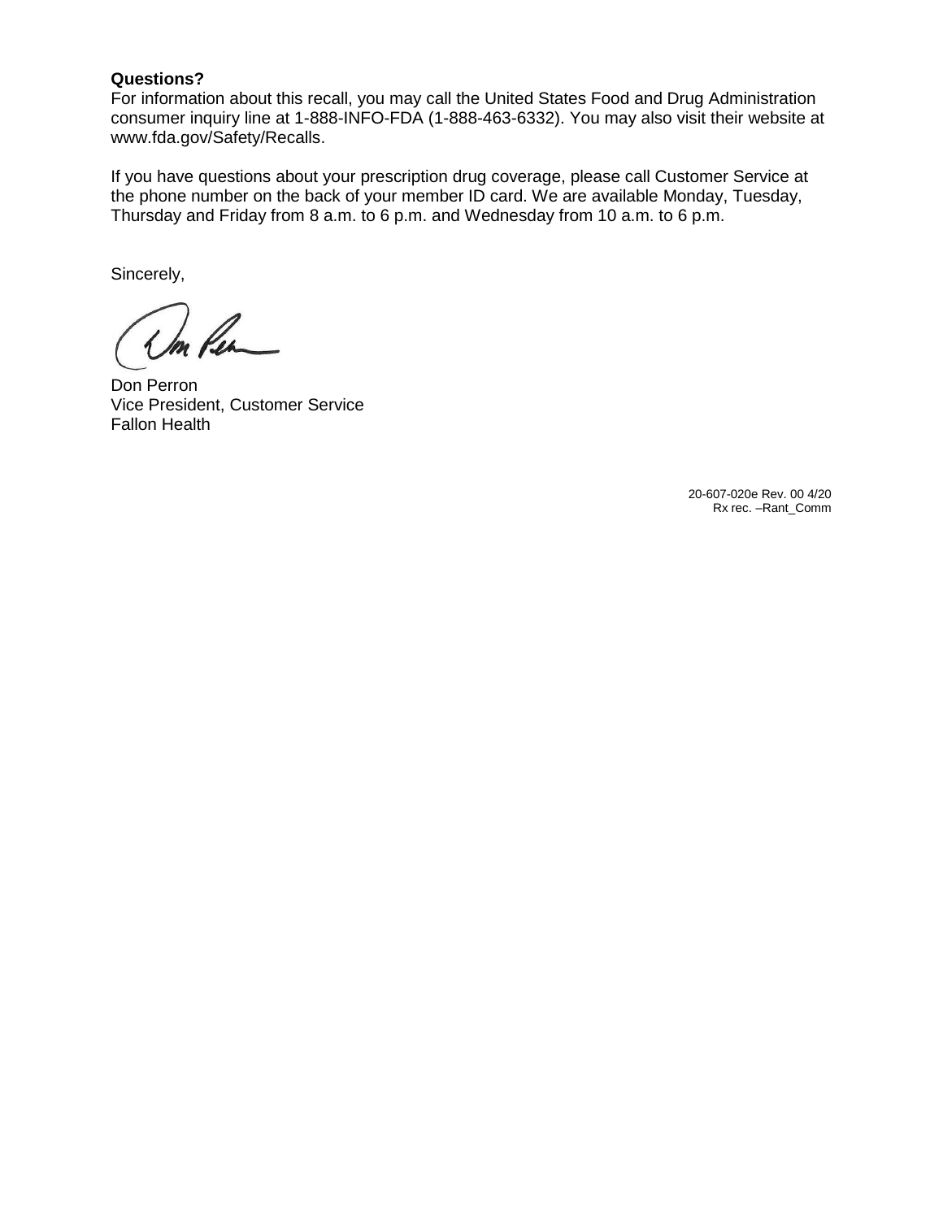**Questions?**
For information about this recall, you may call the United States Food and Drug Administration consumer inquiry line at 1-888-INFO-FDA (1-888-463-6332). You may also visit their website at www.fda.gov/Safety/Recalls.

If you have questions about your prescription drug coverage, please call Customer Service at the phone number on the back of your member ID card. We are available Monday, Tuesday, Thursday and Friday from 8 a.m. to 6 p.m. and Wednesday from 10 a.m. to 6 p.m.

Sincerely,

Don Perron
Vice President, Customer Service
Fallon Health

20-607-020e Rev. 00 4/20
Rx rec. –Rant_Comm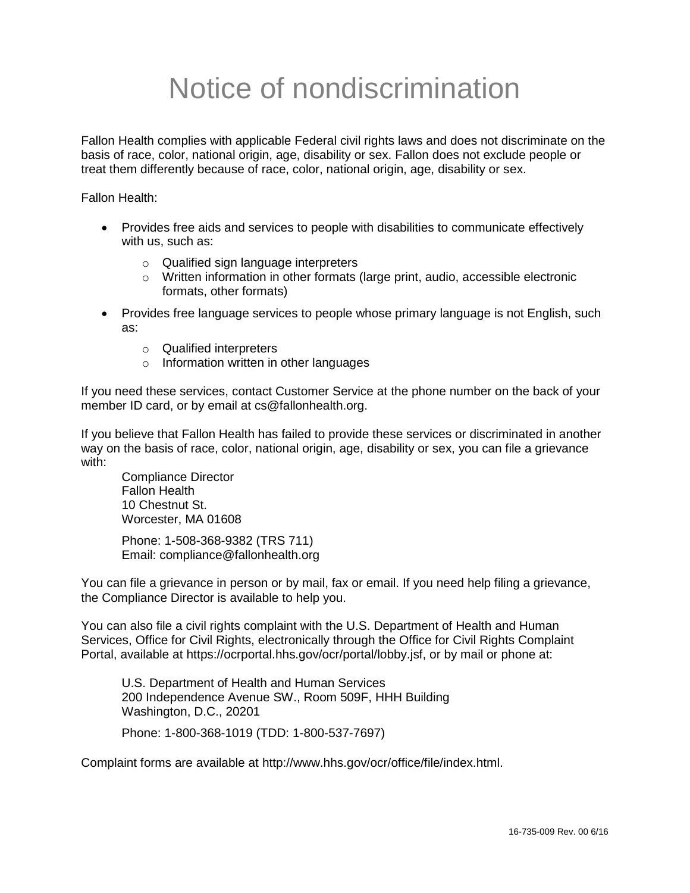# Notice of nondiscrimination

Fallon Health complies with applicable Federal civil rights laws and does not discriminate on the basis of race, color, national origin, age, disability or sex. Fallon does not exclude people or treat them differently because of race, color, national origin, age, disability or sex.

Fallon Health:

- Provides free aids and services to people with disabilities to communicate effectively with us, such as:
  - Qualified sign language interpreters
  - Written information in other formats (large print, audio, accessible electronic formats, other formats)
- Provides free language services to people whose primary language is not English, such as:
  - Qualified interpreters
  - Information written in other languages

If you need these services, contact Customer Service at the phone number on the back of your member ID card, or by email at cs@fallonhealth.org.

If you believe that Fallon Health has failed to provide these services or discriminated in another way on the basis of race, color, national origin, age, disability or sex, you can file a grievance with:

Compliance Director
Fallon Health
10 Chestnut St.
Worcester, MA 01608

Phone: 1-508-368-9382 (TRS 711)
Email: compliance@fallonhealth.org

You can file a grievance in person or by mail, fax or email. If you need help filing a grievance, the Compliance Director is available to help you.

You can also file a civil rights complaint with the U.S. Department of Health and Human Services, Office for Civil Rights, electronically through the Office for Civil Rights Complaint Portal, available at https://ocrportal.hhs.gov/ocr/portal/lobby.jsf, or by mail or phone at:

U.S. Department of Health and Human Services
200 Independence Avenue SW., Room 509F, HHH Building
Washington, D.C., 20201

Phone: 1-800-368-1019 (TDD: 1-800-537-7697)

Complaint forms are available at http://www.hhs.gov/ocr/office/file/index.html.

16-735-009 Rev. 00 6/16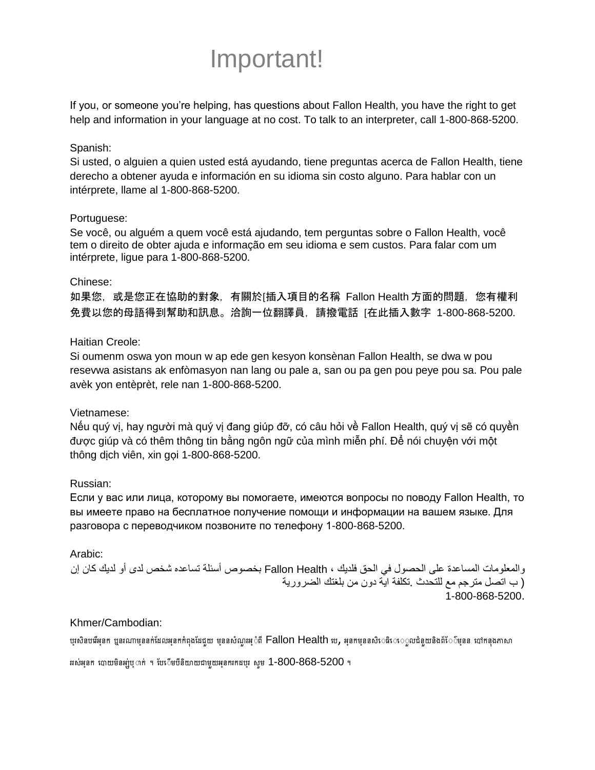# Important!

If you, or someone you're helping, has questions about Fallon Health, you have the right to get help and information in your language at no cost. To talk to an interpreter, call 1-800-868-5200.

Spanish:
Si usted, o alguien a quien usted está ayudando, tiene preguntas acerca de Fallon Health, tiene derecho a obtener ayuda e información en su idioma sin costo alguno. Para hablar con un intérprete, llame al 1-800-868-5200.

Portuguese:
Se você, ou alguém a quem você está ajudando, tem perguntas sobre o Fallon Health, você tem o direito de obter ajuda e informação em seu idioma e sem custos. Para falar com um intérprete, ligue para 1-800-868-5200.

Chinese:
如果您，或是您正在協助的對象，有關於[插入項目的名稱 Fallon Health 方面的問題，您有權利免費以您的母語得到幫助和訊息。洽詢一位翻譯員，請撥電話 [在此插入數字 1-800-868-5200.

Haitian Creole:
Si oumenm oswa yon moun w ap ede gen kesyon konsènan Fallon Health, se dwa w pou resevwa asistans ak enfòmasyon nan lang ou pale a, san ou pa gen pou peye pou sa. Pou pale avèk yon entèprèt, rele nan 1-800-868-5200.

Vietnamese:
Nếu quý vị, hay người mà quý vị đang giúp đỡ, có câu hỏi về Fallon Health, quý vị sẽ có quyền được giúp và có thêm thông tin bằng ngôn ngữ của mình miễn phí. Để nói chuyện với một thông dịch viên, xin gọi 1-800-868-5200.

Russian:
Если у вас или лица, которому вы помогаете, имеются вопросы по поводу Fallon Health, то вы имеете право на бесплатное получение помощи и информации на вашем языке. Для разговора с переводчиком позвоните по телефону 1-800-868-5200.

Arabic:
إن كان لديك أو لدى شخص تساعده أسئلة بخصوص Fallon Health ، فلديك الحق في الحصول على المساعدة والمعلومات الضرورية بلغتك من دون اية تكلفة .للتحدث مع مترجم اتصل ب )
1-800-868-5200.

Khmer/Cambodian:
ប្រសិនបើអ្នក ឬនរណាម្នាក់ដែលអ្នកកំពុងតែជួយ មានសំណួរអំពី Fallon Health បេ, អ្នកមានសិទ្ធិទទួលជំនួយនិងព័ត៌មាន នៅក្នុងភាសា របស់អ្នក ដោយមិនអស់ប្រាក់ ។ ដើម្បីនិយាយជាមួយអ្នកបកប្រែ សូម 1-800-868-5200 ។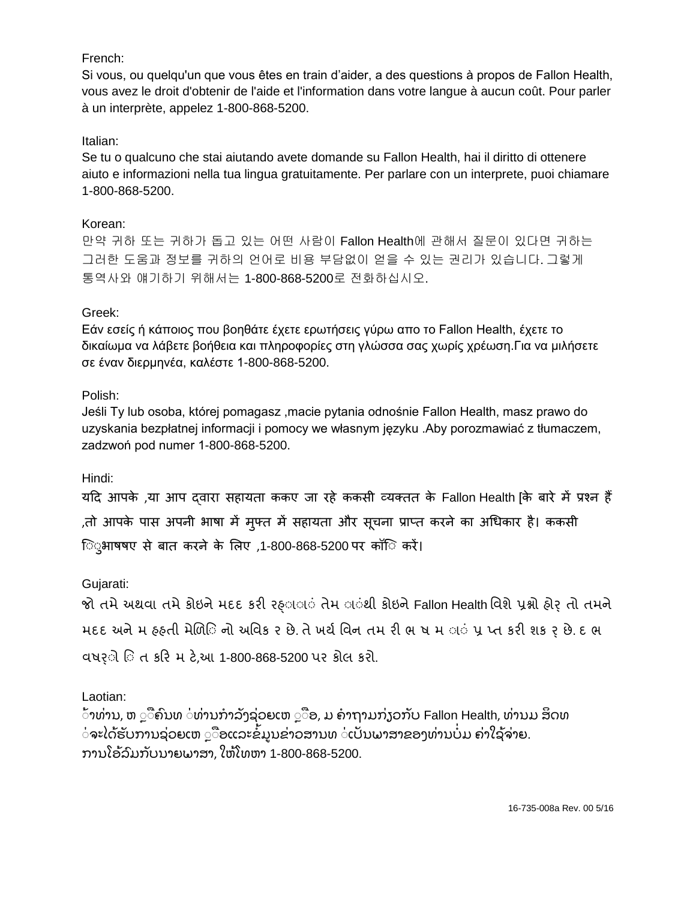French:
Si vous, ou quelqu'un que vous êtes en train d'aider, a des questions à propos de Fallon Health, vous avez le droit d'obtenir de l'aide et l'information dans votre langue à aucun coût. Pour parler à un interprète, appelez 1-800-868-5200.

Italian:
Se tu o qualcuno che stai aiutando avete domande su Fallon Health, hai il diritto di ottenere aiuto e informazioni nella tua lingua gratuitamente. Per parlare con un interprete, puoi chiamare 1-800-868-5200.

Korean:
만약 귀하 또는 귀하가 돕고 있는 어떤 사람이 Fallon Health에 관해서 질문이 있다면 귀하는 그러한 도움과 정보를 귀하의 언어로 비용 부담없이 얻을 수 있는 권리가 있습니다. 그렇게 통역사와 얘기하기 위해서는 1-800-868-5200로 전화하십시오.

Greek:
Εάν εσείς ή κάποιος που βοηθάτε έχετε ερωτήσεις γύρω απο το Fallon Health, έχετε το δικαίωμα να λάβετε βοήθεια και πληροφορίες στη γλώσσα σας χωρίς χρέωση.Για να μιλήσετε σε έναν διερμηνέα, καλέστε 1-800-868-5200.

Polish:
Jeśli Ty lub osoba, której pomagasz ,macie pytania odnośnie Fallon Health, masz prawo do uzyskania bezpłatnej informacji i pomocy we własnym języku .Aby porozmawiać z tłumaczem, zadzwoń pod numer 1-800-868-5200.

Hindi:
यदि आपके ,या आप द्वारा सहायता ककए जा रहे ककसी व्यक्तत के Fallon Health [के बारे में प्रश्न हैं ,तो आपके पास अपनी भाषा में मुफ्त में सहायता और सूचना प्राप्त करने का अधिकार है। ककसी ि​ुभाषषए से बात करने के लिए ,1-800-868-5200 पर कॉि​ करें।

Gujarati:
જો તમે અથવા તમે કોઇને મદદ કરી રહ્ા​ં તેમ ​ંથી કોઇને Fallon Health વિશે પ્રશ્નો હોર્ તો તમને મદદ અને મ હ​હતી મેળિ​ િનો અવિક ર છે. તે ખર્ચ વિન તમ રી ભ ષ મ ​ં પ્ર પ્ત કરી શક ર્ છે. દ ભ વષર્ે િ ત કરિ મ ટે,આ 1-800-868-5200 પર કોલ કરો.

Laotian:
້າທ່ານ, ຫ ຼືຄົນທ ່ທ່ານກໍາລັງຊ່ວຍເຫ ຼືອ, ມ ຄໍາຖາມກ່ຽວກັບ Fallon Health, ທ່ານມ ສິດທ ່ຈະໄດ້ຮັບການຊ່ວຍເຫ ຼືອແລະຂໍ້ມູນຂ່າວສານທ ່ເປັນພາສາຂອງທ່ານບໍ່ມ ຄ່າໃຊ້ຈ່າຍ. ການໂອ້ລົມກັບນາຍພາສາ, ໃຫ້ໂທຫາ 1-800-868-5200.

16-735-008a Rev. 00 5/16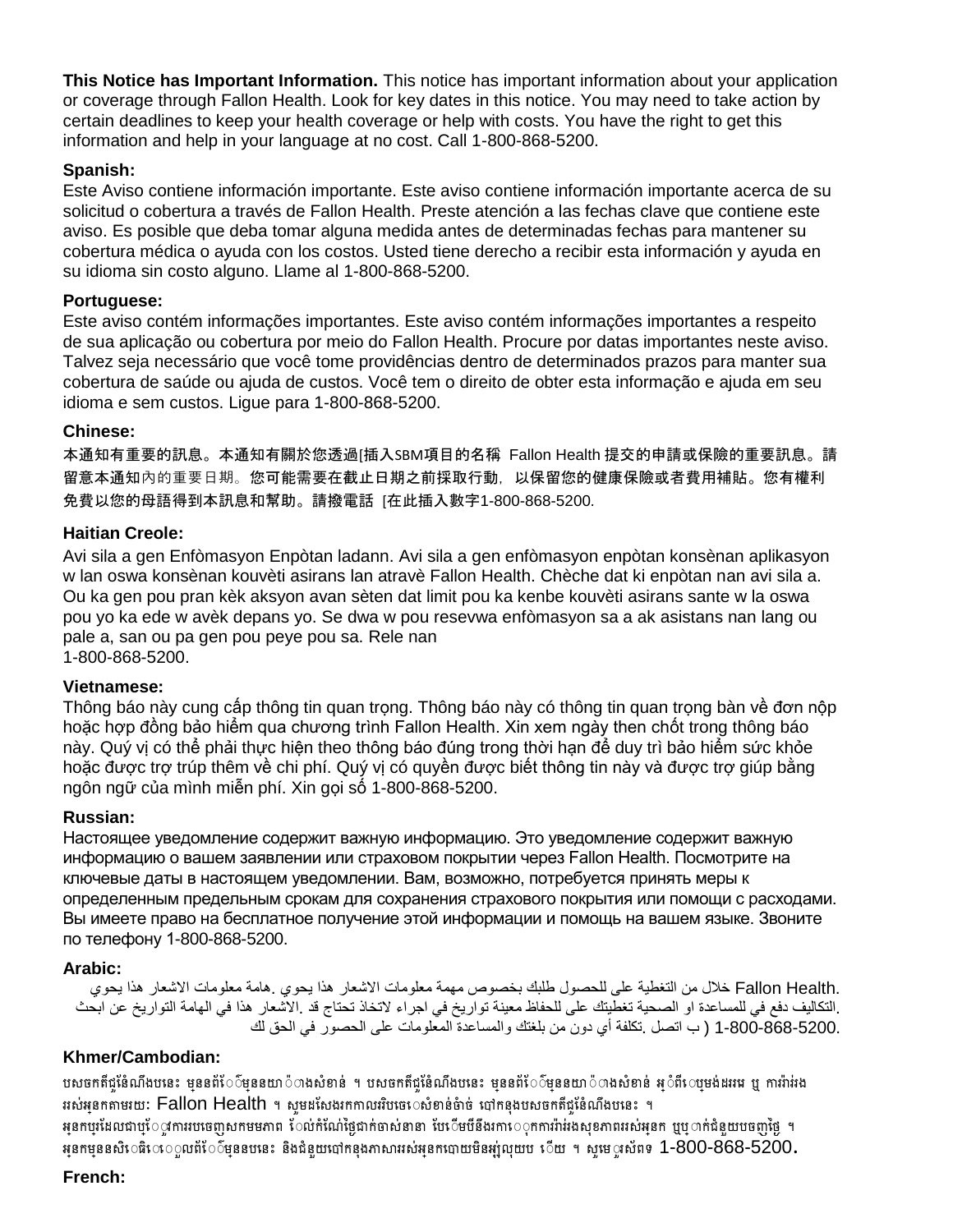**This Notice has Important Information.** This notice has important information about your application or coverage through Fallon Health. Look for key dates in this notice. You may need to take action by certain deadlines to keep your health coverage or help with costs. You have the right to get this information and help in your language at no cost. Call 1-800-868-5200.

**Spanish:**
Este Aviso contiene información importante. Este aviso contiene información importante acerca de su solicitud o cobertura a través de Fallon Health. Preste atención a las fechas clave que contiene este aviso. Es posible que deba tomar alguna medida antes de determinadas fechas para mantener su cobertura médica o ayuda con los costos. Usted tiene derecho a recibir esta información y ayuda en su idioma sin costo alguno. Llame al 1-800-868-5200.

**Portuguese:**
Este aviso contém informações importantes. Este aviso contém informações importantes a respeito de sua aplicação ou cobertura por meio do Fallon Health. Procure por datas importantes neste aviso. Talvez seja necessário que você tome providências dentro de determinados prazos para manter sua cobertura de saúde ou ajuda de custos. Você tem o direito de obter esta informação e ajuda em seu idioma e sem custos. Ligue para 1-800-868-5200.

**Chinese:**
本通知有重要的訊息。本通知有關於您透過[插入SBM項目的名稱 Fallon Health 提交的申請或保險的重要訊息。請留意本通知內的重要日期。您可能需要在截止日期之前採取行動，以保留您的健康保險或者費用補貼。您有權利免費以您的母語得到本訊息和幫助。請撥電話 [在此插入數字1-800-868-5200.

**Haitian Creole:**
Avi sila a gen Enfòmasyon Enpòtan ladann. Avi sila a gen enfòmasyon enpòtan konsènan aplikasyon w lan oswa konsènan kouvèti asirans lan atravè Fallon Health. Chèche dat ki enpòtan nan avi sila a. Ou ka gen pou pran kèk aksyon avan sèten dat limit pou ka kenbe kouvèti asirans sante w la oswa pou yo ka ede w avèk depans yo. Se dwa w pou resevwa enfòmasyon sa a ak asistans nan lang ou pale a, san ou pa gen pou peye pou sa. Rele nan
1-800-868-5200.

**Vietnamese:**
Thông báo này cung cấp thông tin quan trọng. Thông báo này có thông tin quan trọng bàn về đơn nộp hoặc hợp đồng bảo hiểm qua chương trình Fallon Health. Xin xem ngày then chốt trong thông báo này. Quý vị có thể phải thực hiện theo thông báo đúng trong thời hạn để duy trì bảo hiểm sức khỏe hoặc được trợ trúp thêm về chi phí. Quý vị có quyền được biết thông tin này và được trợ giúp bằng ngôn ngữ của mình miễn phí. Xin gọi số 1-800-868-5200.

**Russian:**
Настоящее уведомление содержит важную информацию. Это уведомление содержит важную информацию о вашем заявлении или страховом покрытии через Fallon Health. Посмотрите на ключевые даты в настоящем уведомлении. Вам, возможно, потребуется принять меры к определенным предельным срокам для сохранения страхового покрытия или помощи с расходами. Вы имеете право на бесплатное получение этой информации и помощь на вашем языке. Звоните по телефону 1-800-868-5200.

**Arabic:**
يحوي هذا الاشعار معلومات هامة. يحوي هذا الاشعار معلومات مهمة بخصوص طلبك للحصول على التغطية من خلال Fallon Health.
ابحث عن التواريخ الهامة في هذا الاشعار. قد تحتاج لاتخاذ اجراء في تواريخ معينة للحفاظ على تغطيتك الصحية او للمساعدة في دفع التكاليف.
لك الحق في الحصور على المعلومات والمساعدة بلغتك من دون أي تكلفة. اتصل ب ( 1-800-868-5200.

**Khmer/Cambodian:**
បសចកតីជូនដំណឹងបនេះ មុនានព័ែ៌មុនសំខាន់ ។ បសចកតីជូនដំណឹងបនេះ មុនានព័ែ៌មុនសំខាន់ អុំពីបម្រង់ដររម ឬ ការធានារ៉ាប់រងរបស់អ្នកតាមរយៈ Fallon Health ។ សូមរកបមើលកាលបរិបចេទសំខាន់ៗ បៅកនុងបសចកតីជូនដំណឹងបនេះ ។ អ្នកប្រហែលជាត្រូវការបចេញសកមមភាព ដល់កំណត់ថ្ងៃជាក់ចាស់នានា បែរើមបីនឹងរកាទុកការធានារ៉ាប់រងសុខភាពរបស់អ្នក ឬប្រាក់ជំនួយបចញថ្លៃ ។ អ្នកមុនសិទិធទទួលព័ែ៌មុនបនេះ និងជំនួយបៅកនុងភាសាររស់អ្នកបោយមិនអស់លុយបេ ើយ ។ សូមទូរស័ពទ 1-800-868-5200.

**French:**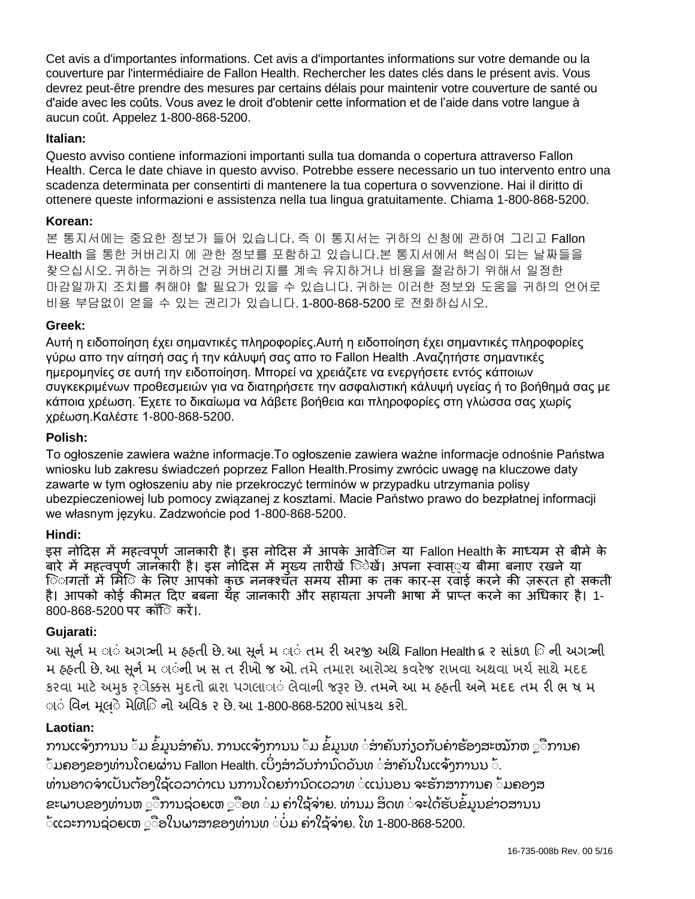Cet avis a d'importantes informations. Cet avis a d'importantes informations sur votre demande ou la couverture par l'intermédiaire de Fallon Health. Rechercher les dates clés dans le présent avis. Vous devrez peut-être prendre des mesures par certains délais pour maintenir votre couverture de santé ou d'aide avec les coûts. Vous avez le droit d'obtenir cette information et de l'aide dans votre langue à aucun coût. Appelez 1-800-868-5200.

**Italian:**

Questo avviso contiene informazioni importanti sulla tua domanda o copertura attraverso Fallon Health. Cerca le date chiave in questo avviso. Potrebbe essere necessario un tuo intervento entro una scadenza determinata per consentirti di mantenere la tua copertura o sovvenzione. Hai il diritto di ottenere queste informazioni e assistenza nella tua lingua gratuitamente. Chiama 1-800-868-5200.

**Korean:**

본 통지서에는 중요한 정보가 들어 있습니다. 즉 이 통지서는 귀하의 신청에 관하여 그리고 Fallon Health 을 통한 커버리지 에 관한 정보를 포함하고 있습니다.본 통지서에서 핵심이 되는 날짜들을 찾으십시오. 귀하는 귀하의 건강 커버리지를 계속 유지하거나 비용을 절감하기 위해서 일정한 마감일까지 조치를 취해야 할 필요가 있을 수 있습니다. 귀하는 이러한 정보와 도움을 귀하의 언어로 비용 부담없이 얻을 수 있는 권리가 있습니다. 1-800-868-5200 로 전화하십시오.

**Greek:**

Αυτή η ειδοποίηση έχει σημαντικές πληροφορίες.Αυτή η ειδοποίηση έχει σημαντικές πληροφορίες γύρω απο την αίτησή σας ή την κάλυψή σας απο το Fallon Health .Αναζητήστε σημαντικές ημερομηνίες σε αυτή την ειδοποίηση. Μπορεί να χρειάζετε να ενεργήσετε εντός κάποιων συγκεκριμένων προθεσμειών για να διατηρήσετε την ασφαλιστική κάλυψή υγείας ή το βοήθημά σας με κάποια χρέωση. Έχετε το δικαίωμα να λάβετε βοήθεια και πληροφορίες στη γλώσσα σας χωρίς χρέωση.Καλέστε 1-800-868-5200.

**Polish:**

To ogłoszenie zawiera ważne informacje.To ogłoszenie zawiera ważne informacje odnośnie Państwa wniosku lub zakresu świadczeń poprzez Fallon Health.Prosimy zwrócic uwagę na kluczowe daty zawarte w tym ogłoszeniu aby nie przekroczyć terminów w przypadku utrzymania polisy ubezpieczeniowej lub pomocy związanej z kosztami. Macie Państwo prawo do bezpłatnej informacji we własnym języku. Zadzwońcie pod 1-800-868-5200.

**Hindi:**

इस नोदिस में महत्वपूर्ण जानकारी है। इस नोदिस में आपके आवेिन या Fallon Health के माध्यम से बीमे के बारे में महत्वपूर्ण जानकारी है। इस नोदिस में मुख्य तारीखें िेखें। अपना स्वास््य बीमा बनाए रखने या िागतों में मिि के लिए आपको कुछ ननक्श्चत समय सीमा क तक कार-स रवाई करने की ज़रूरत हो सकती है। आपको कोई कीमत दिए बबना यह जानकारी और सहायता अपनी भाषा में प्राप्त करने का अधिकार है। 1-800-868-5200 पर कॉि करें।.

**Gujarati:**

આ સૂર્ન મ ાં અગત્ની મ હહતી છે. આ સૂર્ન મ ાં તમ રી અરજી અથિ Fallon Health દ્વ ર સાંકળ િ ની અગત્ની મ હહતી છે. આ સૂર્ન મ ાંની ખ સ ત રીખો જ ઓ. તમે તમારા આરોગ્ય કવરેજ રાખવા અથવા ખર્ચ સાથે મદદ કરવા માટે અમુક ર્ોક્કસ મુદતો દ્વારા પગલાાં લેવાની જરૂર છે. તમને આ મ હહતી અને મદદ તમ રી ભ ષ મ ાં વિન મૂલ્ે મેળિિ નો અવિક ર છે. આ 1-800-868-5200 સાંપકચ કરો.

**Laotian:**

ການແຈ້ງການນ ້ມ ຂໍ້ມູນສໍາຄັນ. ການແຈ້ງການນ ້ມ ຂໍ້ມູນທ ່ສໍາຄັນກ່ຽວກັບຄໍາຮ້ອງສະໝັກຫ ຼືການຄ ້ມຄອງຂອງທ່ານໂດຍຜ່ານ Fallon Health. ເບິ່ງສໍາລັບກໍານົດວັນທ ່ສໍາຄັນໃນແຈ້ງການນ ້. ທ່ານອາດຈໍາເປັນຕ້ອງໃຊ້ເວລາດໍາເນ ນການໂດຍກໍານົດເວລາທ ່ແນ່ນອນ ຈະຮັກສາການຄ ້ມຄອງສ ຂະພາບຂອງທ່ານຫ ຼືການຊ່ວຍເຫ ຼືອທ ່ມ ຄ່າໃຊ້ຈ່າຍ. ທ່ານມ ສິດທ ່ຈະໄດ້ຮັບຂໍ້ມູນຂ່າວສານນ ້ແລະການຊ່ວຍເຫ ຼືອໃນພາສາຂອງທ່ານທ ່ບໍ່ມ ຄ່າໃຊ້ຈ່າຍ. ໂທ 1-800-868-5200.

16-735-008b Rev. 00 5/16